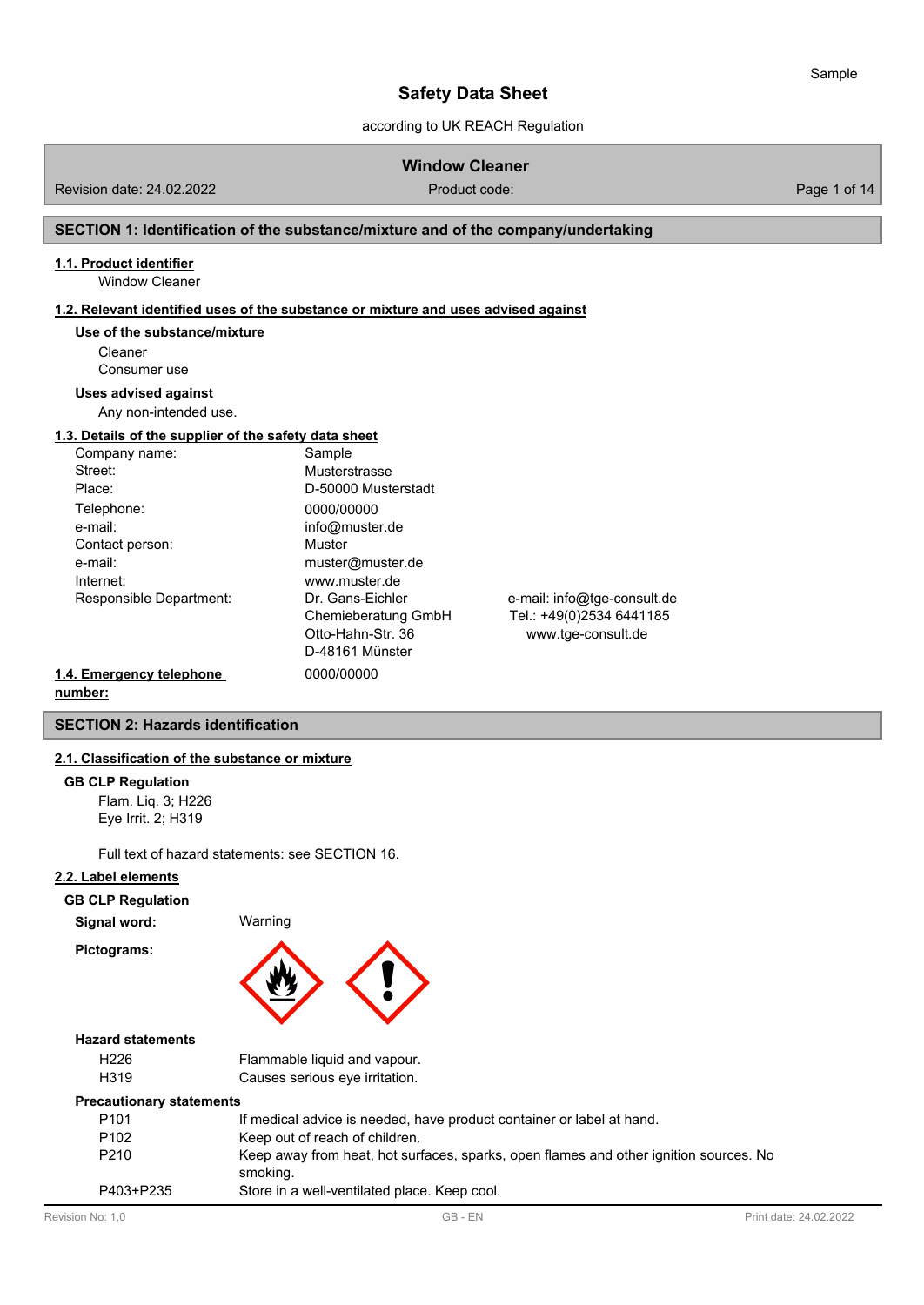# Safety Data Sheet

according to UK REACH Regulation

**Window Cleaner**

Revision date: 24.02.2022 — Product code:

## SECTION 1: Identification of the substance/mixture and of the company/undertaking

### 1.1. Product identifier

Window Cleaner

### 1.2. Relevant identified uses of the substance or mixture and uses advised against

**Use of the substance/mixture**

Cleaner
Consumer use

**Uses advised against**

Any non-intended use.

### 1.3. Details of the supplier of the safety data sheet

| | | |
|---|---|---|
| Company name: | Sample | |
| Street: | Musterstrasse | |
| Place: | D-50000 Musterstadt | |
| Telephone: | 0000/00000 | |
| e-mail: | info@muster.de | |
| Contact person: | Muster | |
| e-mail: | muster@muster.de | |
| Internet: | www.muster.de | |
| Responsible Department: | Dr. Gans-Eichler Chemieberatung GmbH Otto-Hahn-Str. 36 D-48161 Münster | e-mail: info@tge-consult.de Tel.: +49(0)2534 6441185 www.tge-consult.de |

### 1.4. Emergency telephone number:

0000/00000

## SECTION 2: Hazards identification

### 2.1. Classification of the substance or mixture

**GB CLP Regulation**

Flam. Liq. 3; H226
Eye Irrit. 2; H319

Full text of hazard statements: see SECTION 16.

### 2.2. Label elements

**GB CLP Regulation**

**Signal word:** Warning

**Pictograms:**

**Hazard statements**

| | |
|---|---|
| H226 | Flammable liquid and vapour. |
| H319 | Causes serious eye irritation. |

**Precautionary statements**

| | |
|---|---|
| P101 | If medical advice is needed, have product container or label at hand. |
| P102 | Keep out of reach of children. |
| P210 | Keep away from heat, hot surfaces, sparks, open flames and other ignition sources. No smoking. |
| P403+P235 | Store in a well-ventilated place. Keep cool. |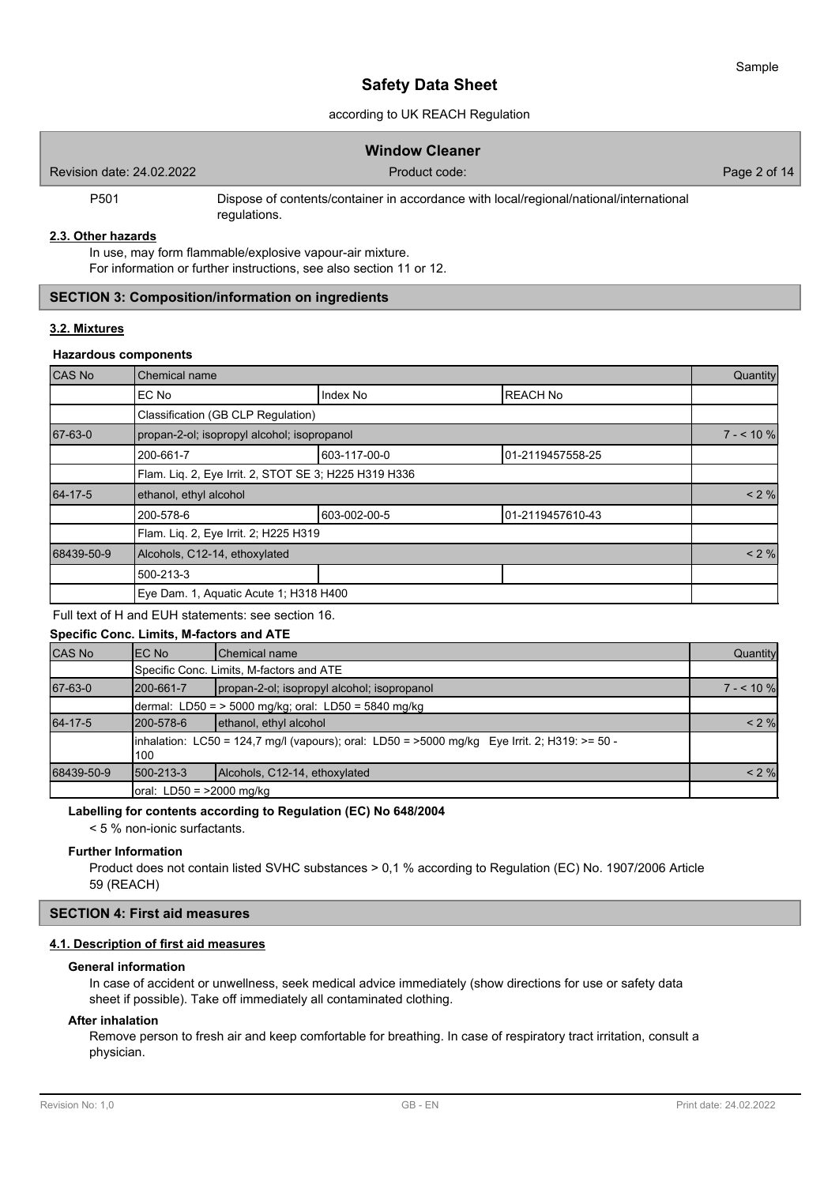P501 Dispose of contents/container in accordance with local/regional/national/international regulations.

### 2.3. Other hazards

In use, may form flammable/explosive vapour-air mixture.
For information or further instructions, see also section 11 or 12.

## SECTION 3: Composition/information on ingredients

### 3.2. Mixtures

**Hazardous components**

| CAS No | Chemical name | | | Quantity |
|---|---|---|---|---|
| | EC No | Index No | REACH No | |
| | Classification (GB CLP Regulation) | | | |
| 67-63-0 | propan-2-ol; isopropyl alcohol; isopropanol | | | 7 - < 10 % |
| | 200-661-7 | 603-117-00-0 | 01-2119457558-25 | |
| | Flam. Liq. 2, Eye Irrit. 2, STOT SE 3; H225 H319 H336 | | | |
| 64-17-5 | ethanol, ethyl alcohol | | | < 2 % |
| | 200-578-6 | 603-002-00-5 | 01-2119457610-43 | |
| | Flam. Liq. 2, Eye Irrit. 2; H225 H319 | | | |
| 68439-50-9 | Alcohols, C12-14, ethoxylated | | | < 2 % |
| | 500-213-3 | | | |
| | Eye Dam. 1, Aquatic Acute 1; H318 H400 | | | |

Full text of H and EUH statements: see section 16.

**Specific Conc. Limits, M-factors and ATE**

| CAS No | EC No | Chemical name | Quantity |
|---|---|---|---|
| | Specific Conc. Limits, M-factors and ATE | | |
| 67-63-0 | 200-661-7 | propan-2-ol; isopropyl alcohol; isopropanol | 7 - < 10 % |
| | dermal: LD50 = > 5000 mg/kg; oral: LD50 = 5840 mg/kg | | |
| 64-17-5 | 200-578-6 | ethanol, ethyl alcohol | < 2 % |
| | inhalation: LC50 = 124,7 mg/l (vapours); oral: LD50 = >5000 mg/kg Eye Irrit. 2; H319: >= 50 - 100 | | |
| 68439-50-9 | 500-213-3 | Alcohols, C12-14, ethoxylated | < 2 % |
| | oral: LD50 = >2000 mg/kg | | |

**Labelling for contents according to Regulation (EC) No 648/2004**

< 5 % non-ionic surfactants.

**Further Information**

Product does not contain listed SVHC substances > 0,1 % according to Regulation (EC) No. 1907/2006 Article 59 (REACH)

## SECTION 4: First aid measures

### 4.1. Description of first aid measures

**General information**

In case of accident or unwellness, seek medical advice immediately (show directions for use or safety data sheet if possible). Take off immediately all contaminated clothing.

**After inhalation**

Remove person to fresh air and keep comfortable for breathing. In case of respiratory tract irritation, consult a physician.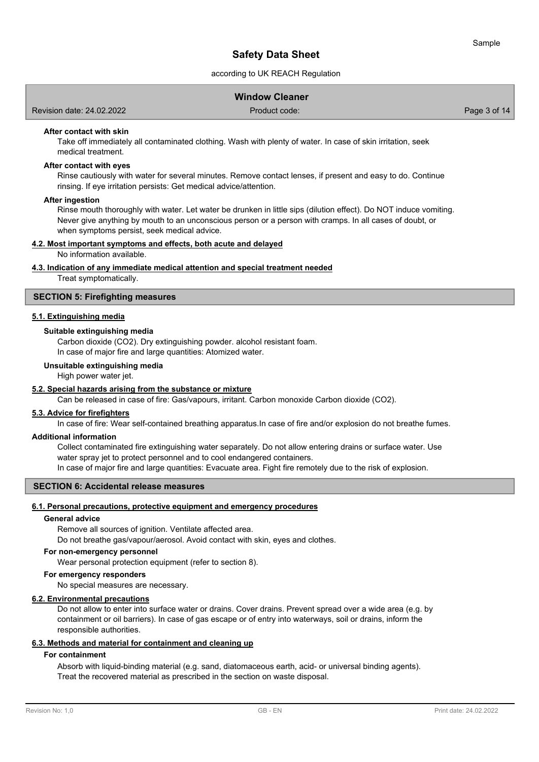**After contact with skin**

Take off immediately all contaminated clothing. Wash with plenty of water. In case of skin irritation, seek medical treatment.

**After contact with eyes**

Rinse cautiously with water for several minutes. Remove contact lenses, if present and easy to do. Continue rinsing. If eye irritation persists: Get medical advice/attention.

**After ingestion**

Rinse mouth thoroughly with water. Let water be drunken in little sips (dilution effect). Do NOT induce vomiting. Never give anything by mouth to an unconscious person or a person with cramps. In all cases of doubt, or when symptoms persist, seek medical advice.

### 4.2. Most important symptoms and effects, both acute and delayed

No information available.

### 4.3. Indication of any immediate medical attention and special treatment needed

Treat symptomatically.

## SECTION 5: Firefighting measures

### 5.1. Extinguishing media

**Suitable extinguishing media**

Carbon dioxide ($CO_2$). Dry extinguishing powder. alcohol resistant foam.
In case of major fire and large quantities: Atomized water.

**Unsuitable extinguishing media**

High power water jet.

### 5.2. Special hazards arising from the substance or mixture

Can be released in case of fire: Gas/vapours, irritant. Carbon monoxide Carbon dioxide ($CO_2$).

### 5.3. Advice for firefighters

In case of fire: Wear self-contained breathing apparatus.In case of fire and/or explosion do not breathe fumes.

**Additional information**

Collect contaminated fire extinguishing water separately. Do not allow entering drains or surface water. Use water spray jet to protect personnel and to cool endangered containers.
In case of major fire and large quantities: Evacuate area. Fight fire remotely due to the risk of explosion.

## SECTION 6: Accidental release measures

### 6.1. Personal precautions, protective equipment and emergency procedures

**General advice**

Remove all sources of ignition. Ventilate affected area.
Do not breathe gas/vapour/aerosol. Avoid contact with skin, eyes and clothes.

**For non-emergency personnel**

Wear personal protection equipment (refer to section 8).

**For emergency responders**

No special measures are necessary.

### 6.2. Environmental precautions

Do not allow to enter into surface water or drains. Cover drains. Prevent spread over a wide area (e.g. by containment or oil barriers). In case of gas escape or of entry into waterways, soil or drains, inform the responsible authorities.

### 6.3. Methods and material for containment and cleaning up

**For containment**

Absorb with liquid-binding material (e.g. sand, diatomaceous earth, acid- or universal binding agents).
Treat the recovered material as prescribed in the section on waste disposal.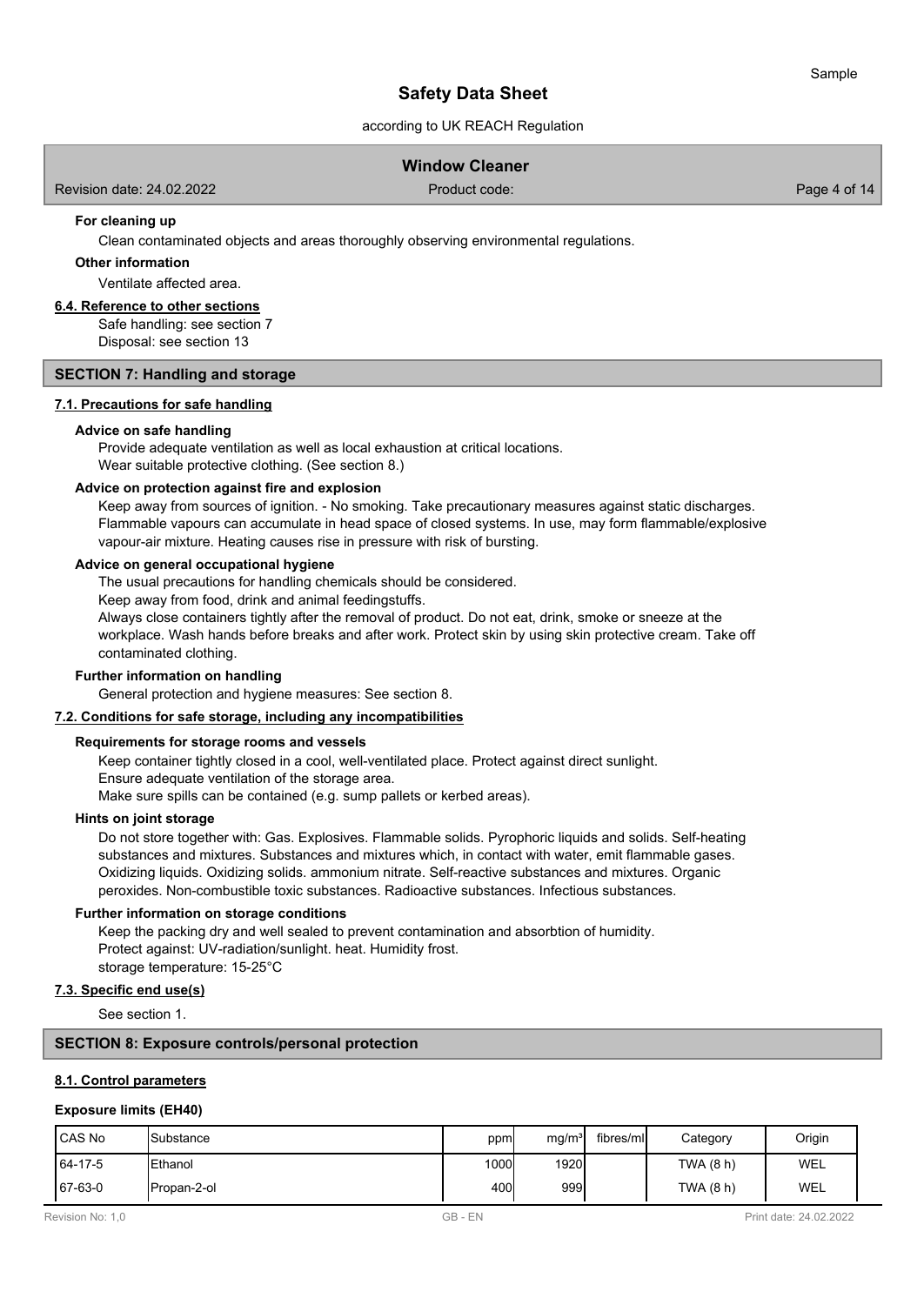#### For cleaning up

Clean contaminated objects and areas thoroughly observing environmental regulations.

#### Other information

Ventilate affected area.

### 6.4. Reference to other sections

Safe handling: see section 7
Disposal: see section 13

## SECTION 7: Handling and storage

### 7.1. Precautions for safe handling

#### Advice on safe handling

Provide adequate ventilation as well as local exhaustion at critical locations.
Wear suitable protective clothing. (See section 8.)

#### Advice on protection against fire and explosion

Keep away from sources of ignition. - No smoking. Take precautionary measures against static discharges. Flammable vapours can accumulate in head space of closed systems. In use, may form flammable/explosive vapour-air mixture. Heating causes rise in pressure with risk of bursting.

#### Advice on general occupational hygiene

The usual precautions for handling chemicals should be considered.
Keep away from food, drink and animal feedingstuffs.
Always close containers tightly after the removal of product. Do not eat, drink, smoke or sneeze at the workplace. Wash hands before breaks and after work. Protect skin by using skin protective cream. Take off contaminated clothing.

#### Further information on handling

General protection and hygiene measures: See section 8.

### 7.2. Conditions for safe storage, including any incompatibilities

#### Requirements for storage rooms and vessels

Keep container tightly closed in a cool, well-ventilated place. Protect against direct sunlight.
Ensure adequate ventilation of the storage area.
Make sure spills can be contained (e.g. sump pallets or kerbed areas).

#### Hints on joint storage

Do not store together with: Gas. Explosives. Flammable solids. Pyrophoric liquids and solids. Self-heating substances and mixtures. Substances and mixtures which, in contact with water, emit flammable gases. Oxidizing liquids. Oxidizing solids. ammonium nitrate. Self-reactive substances and mixtures. Organic peroxides. Non-combustible toxic substances. Radioactive substances. Infectious substances.

#### Further information on storage conditions

Keep the packing dry and well sealed to prevent contamination and absorbtion of humidity.
Protect against: UV-radiation/sunlight. heat. Humidity frost.
storage temperature: 15-25°C

### 7.3. Specific end use(s)

See section 1.

## SECTION 8: Exposure controls/personal protection

### 8.1. Control parameters

#### Exposure limits (EH40)

| CAS No | Substance | ppm | mg/m³ | fibres/ml | Category | Origin |
|---|---|---|---|---|---|---|
| 64-17-5 | Ethanol | 1000 | 1920 | | TWA (8 h) | WEL |
| 67-63-0 | Propan-2-ol | 400 | 999 | | TWA (8 h) | WEL |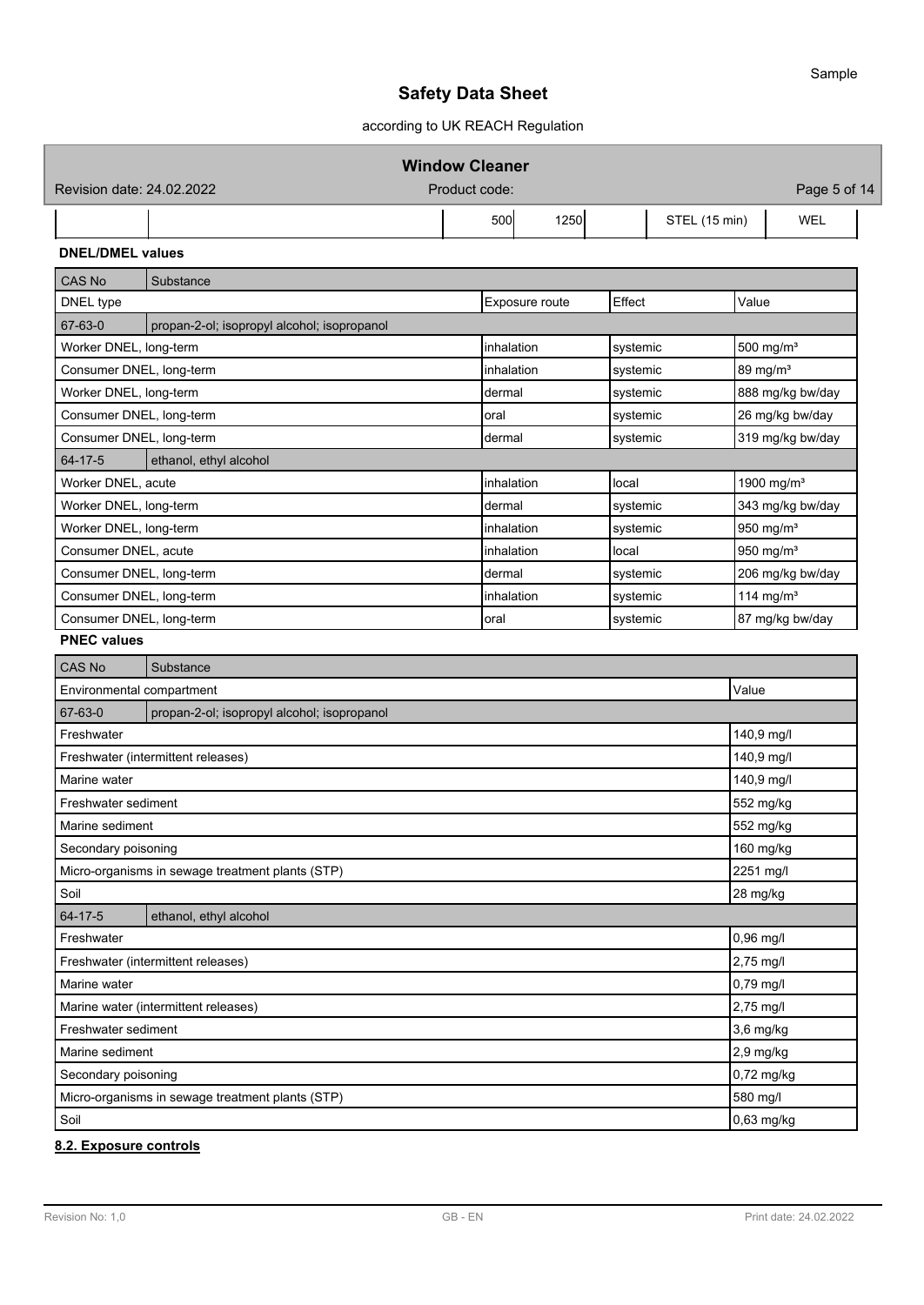|  |  | 500 | 1250 |  | STEL (15 min) | WEL |
|---|---|---|---|---|---|---|

**DNEL/DMEL values**

| CAS No | Substance | | | |
|---|---|---|---|---|
| DNEL type | | Exposure route | Effect | Value |
| 67-63-0 | propan-2-ol; isopropyl alcohol; isopropanol | | | |
| Worker DNEL, long-term | | inhalation | systemic | 500 mg/m³ |
| Consumer DNEL, long-term | | inhalation | systemic | 89 mg/m³ |
| Worker DNEL, long-term | | dermal | systemic | 888 mg/kg bw/day |
| Consumer DNEL, long-term | | oral | systemic | 26 mg/kg bw/day |
| Consumer DNEL, long-term | | dermal | systemic | 319 mg/kg bw/day |
| 64-17-5 | ethanol, ethyl alcohol | | | |
| Worker DNEL, acute | | inhalation | local | 1900 mg/m³ |
| Worker DNEL, long-term | | dermal | systemic | 343 mg/kg bw/day |
| Worker DNEL, long-term | | inhalation | systemic | 950 mg/m³ |
| Consumer DNEL, acute | | inhalation | local | 950 mg/m³ |
| Consumer DNEL, long-term | | dermal | systemic | 206 mg/kg bw/day |
| Consumer DNEL, long-term | | inhalation | systemic | 114 mg/m³ |
| Consumer DNEL, long-term | | oral | systemic | 87 mg/kg bw/day |

**PNEC values**

| CAS No | Substance | |
|---|---|---|
| Environmental compartment | | Value |
| 67-63-0 | propan-2-ol; isopropyl alcohol; isopropanol | |
| Freshwater | | 140,9 mg/l |
| Freshwater (intermittent releases) | | 140,9 mg/l |
| Marine water | | 140,9 mg/l |
| Freshwater sediment | | 552 mg/kg |
| Marine sediment | | 552 mg/kg |
| Secondary poisoning | | 160 mg/kg |
| Micro-organisms in sewage treatment plants (STP) | | 2251 mg/l |
| Soil | | 28 mg/kg |
| 64-17-5 | ethanol, ethyl alcohol | |
| Freshwater | | 0,96 mg/l |
| Freshwater (intermittent releases) | | 2,75 mg/l |
| Marine water | | 0,79 mg/l |
| Marine water (intermittent releases) | | 2,75 mg/l |
| Freshwater sediment | | 3,6 mg/kg |
| Marine sediment | | 2,9 mg/kg |
| Secondary poisoning | | 0,72 mg/kg |
| Micro-organisms in sewage treatment plants (STP) | | 580 mg/l |
| Soil | | 0,63 mg/kg |

**8.2. Exposure controls**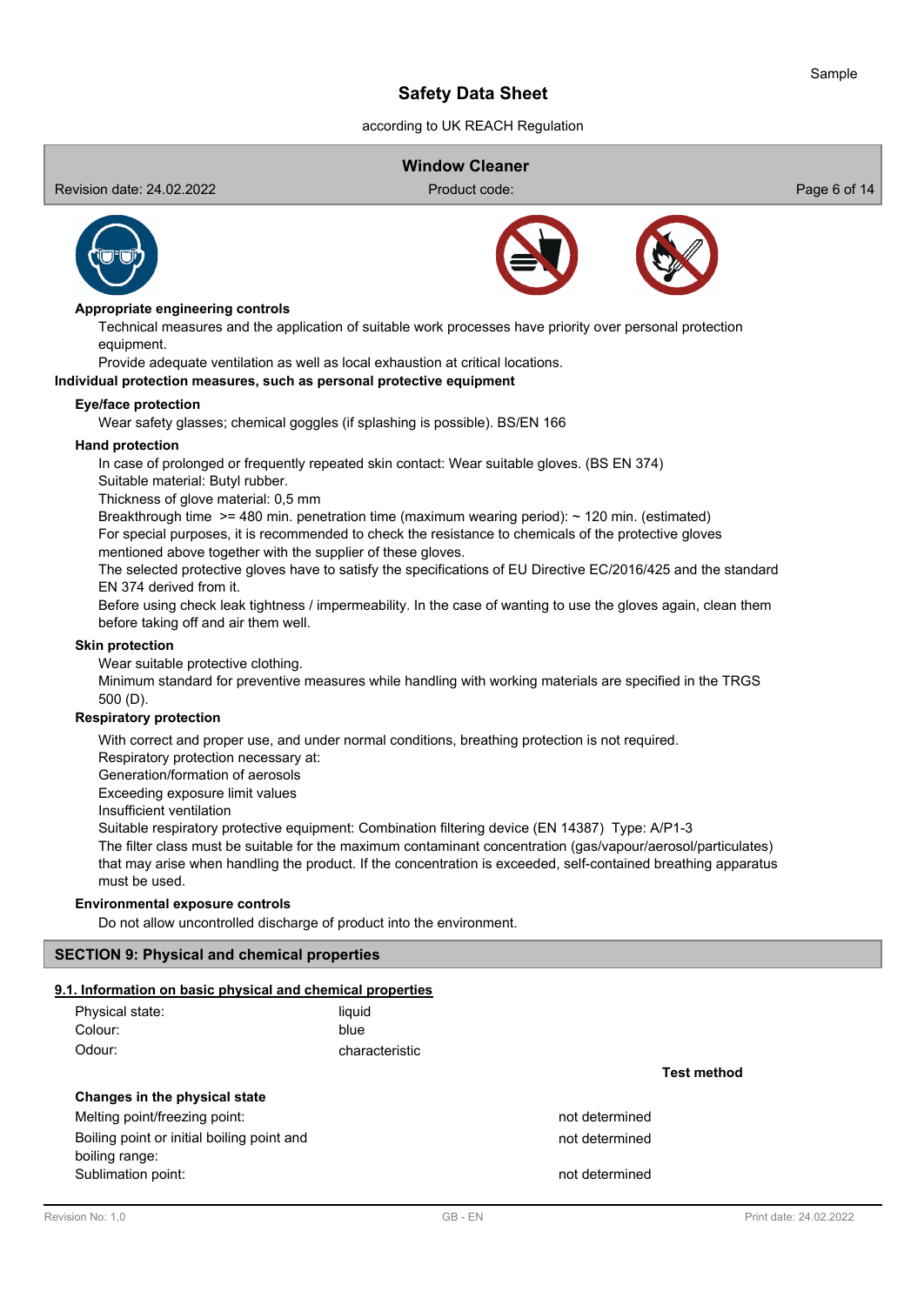**Appropriate engineering controls**

Technical measures and the application of suitable work processes have priority over personal protection equipment.

Provide adequate ventilation as well as local exhaustion at critical locations.

**Individual protection measures, such as personal protective equipment**

**Eye/face protection**

Wear safety glasses; chemical goggles (if splashing is possible). BS/EN 166

**Hand protection**

In case of prolonged or frequently repeated skin contact: Wear suitable gloves. (BS EN 374)
Suitable material: Butyl rubber.
Thickness of glove material: 0,5 mm
Breakthrough time >= 480 min. penetration time (maximum wearing period): ~ 120 min. (estimated)
For special purposes, it is recommended to check the resistance to chemicals of the protective gloves mentioned above together with the supplier of these gloves.
The selected protective gloves have to satisfy the specifications of EU Directive EC/2016/425 and the standard EN 374 derived from it.
Before using check leak tightness / impermeability. In the case of wanting to use the gloves again, clean them before taking off and air them well.

**Skin protection**

Wear suitable protective clothing.
Minimum standard for preventive measures while handling with working materials are specified in the TRGS 500 (D).

**Respiratory protection**

With correct and proper use, and under normal conditions, breathing protection is not required.
Respiratory protection necessary at:
Generation/formation of aerosols
Exceeding exposure limit values
Insufficient ventilation
Suitable respiratory protective equipment: Combination filtering device (EN 14387) Type: A/P1-3
The filter class must be suitable for the maximum contaminant concentration (gas/vapour/aerosol/particulates) that may arise when handling the product. If the concentration is exceeded, self-contained breathing apparatus must be used.

**Environmental exposure controls**

Do not allow uncontrolled discharge of product into the environment.

## SECTION 9: Physical and chemical properties

**9.1. Information on basic physical and chemical properties**

| | |
|---|---|
| Physical state: | liquid |
| Colour: | blue |
| Odour: | characteristic |

| | | Test method |
|---|---|---|
| **Changes in the physical state** | | |
| Melting point/freezing point: | not determined | |
| Boiling point or initial boiling point and boiling range: | not determined | |
| Sublimation point: | not determined | |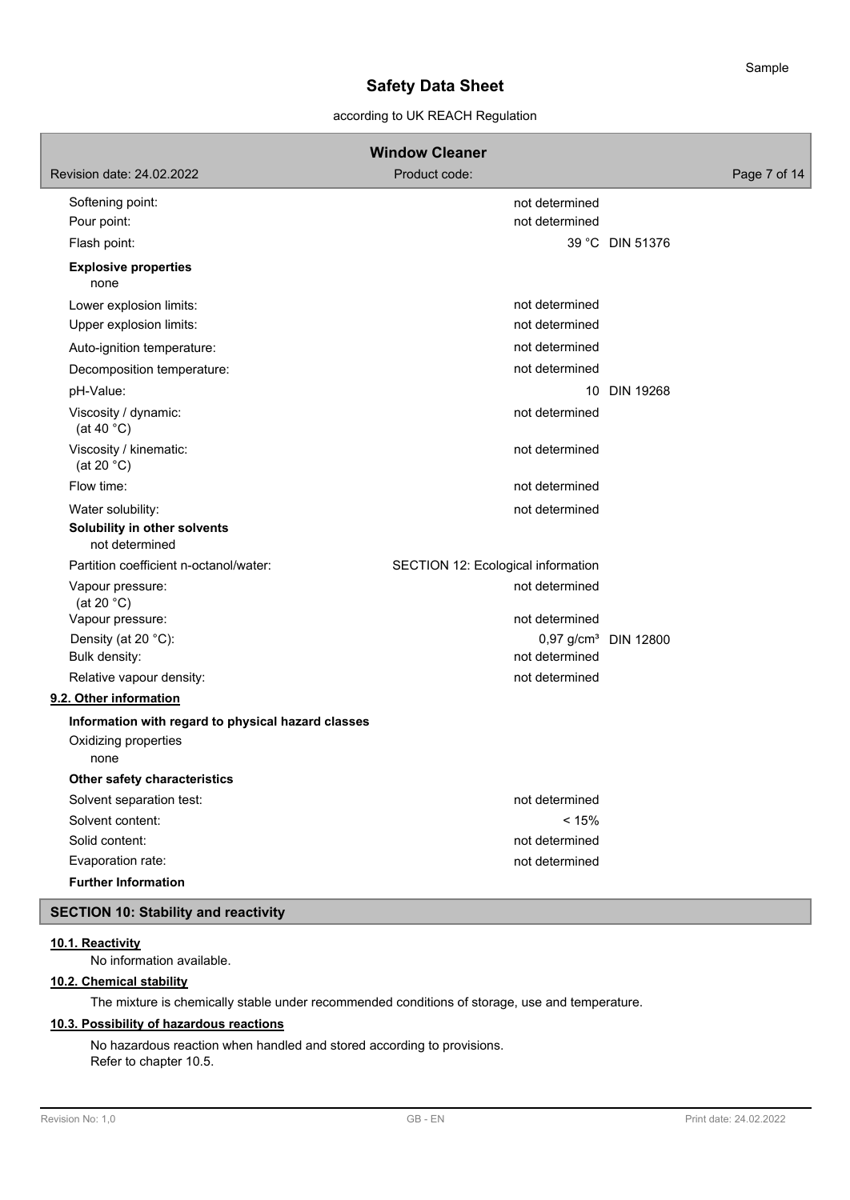| | | |
|---|---|---|
| Softening point: | not determined | |
| Pour point: | not determined | |
| Flash point: | 39 °C | DIN 51376 |

**Explosive properties**

none

| | | |
|---|---|---|
| Lower explosion limits: | not determined | |
| Upper explosion limits: | not determined | |
| Auto-ignition temperature: | not determined | |
| Decomposition temperature: | not determined | |
| pH-Value: | 10 | DIN 19268 |
| Viscosity / dynamic: (at 40 °C) | not determined | |
| Viscosity / kinematic: (at 20 °C) | not determined | |
| Flow time: | not determined | |
| Water solubility: | not determined | |

**Solubility in other solvents**

not determined

| | | |
|---|---|---|
| Partition coefficient n-octanol/water: | SECTION 12: Ecological information | |
| Vapour pressure: (at 20 °C) | not determined | |
| Vapour pressure: | not determined | |
| Density (at 20 °C): | 0,97 g/cm³ | DIN 12800 |
| Bulk density: | not determined | |
| Relative vapour density: | not determined | |

**9.2. Other information**

**Information with regard to physical hazard classes**

Oxidizing properties

none

**Other safety characteristics**

| | |
|---|---|
| Solvent separation test: | not determined |
| Solvent content: | < 15% |
| Solid content: | not determined |
| Evaporation rate: | not determined |

**Further Information**

## SECTION 10: Stability and reactivity

**10.1. Reactivity**

No information available.

**10.2. Chemical stability**

The mixture is chemically stable under recommended conditions of storage, use and temperature.

**10.3. Possibility of hazardous reactions**

No hazardous reaction when handled and stored according to provisions.
Refer to chapter 10.5.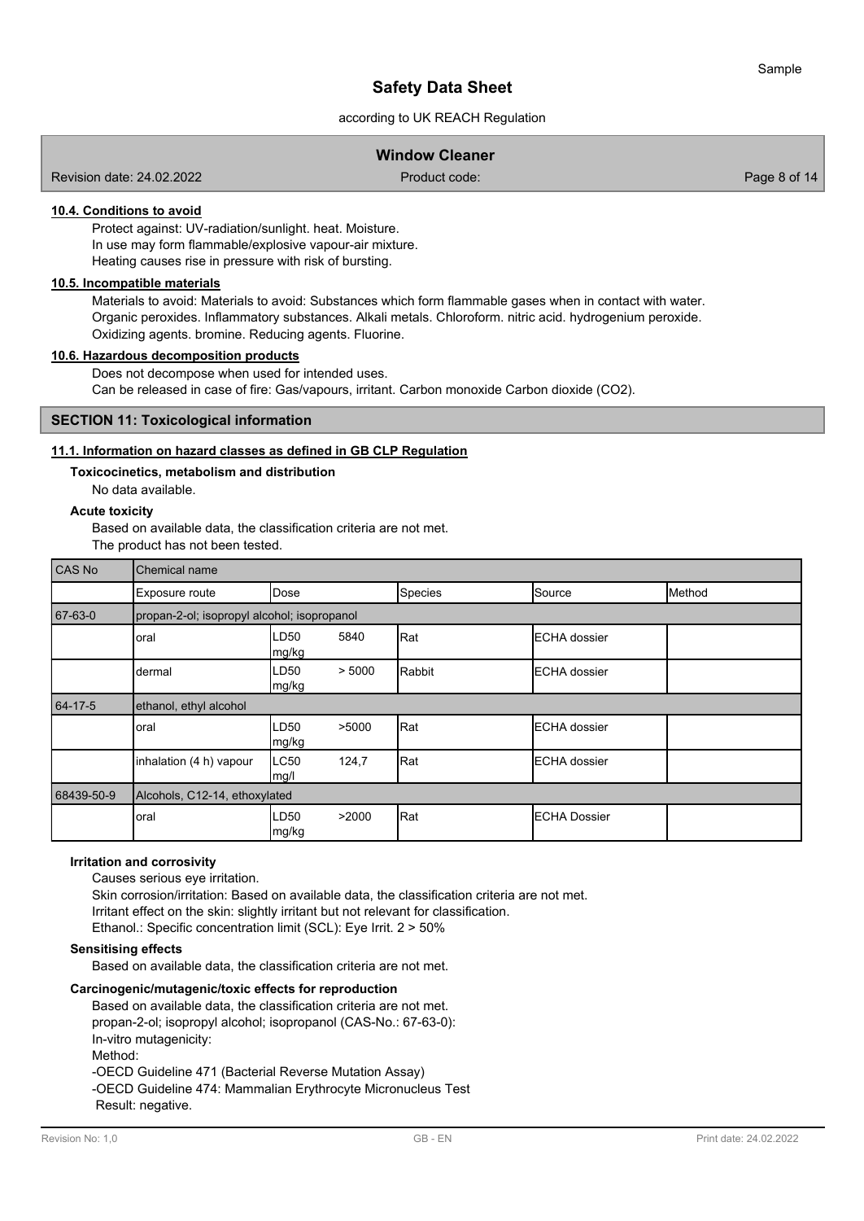### 10.4. Conditions to avoid

Protect against: UV-radiation/sunlight. heat. Moisture.
In use may form flammable/explosive vapour-air mixture.
Heating causes rise in pressure with risk of bursting.

### 10.5. Incompatible materials

Materials to avoid: Materials to avoid: Substances which form flammable gases when in contact with water. Organic peroxides. Inflammatory substances. Alkali metals. Chloroform. nitric acid. hydrogenium peroxide. Oxidizing agents. bromine. Reducing agents. Fluorine.

### 10.6. Hazardous decomposition products

Does not decompose when used for intended uses.
Can be released in case of fire: Gas/vapours, irritant. Carbon monoxide Carbon dioxide ($CO_2$).

## SECTION 11: Toxicological information

### 11.1. Information on hazard classes as defined in GB CLP Regulation

**Toxicocinetics, metabolism and distribution**

No data available.

**Acute toxicity**

Based on available data, the classification criteria are not met.
The product has not been tested.

| CAS No | Chemical name | | | | | |
|---|---|---|---|---|---|---|
| | Exposure route | Dose | | Species | Source | Method |
| 67-63-0 | propan-2-ol; isopropyl alcohol; isopropanol | | | | | |
| | oral | LD50 mg/kg | 5840 | Rat | ECHA dossier | |
| | dermal | LD50 mg/kg | > 5000 | Rabbit | ECHA dossier | |
| 64-17-5 | ethanol, ethyl alcohol | | | | | |
| | oral | LD50 mg/kg | >5000 | Rat | ECHA dossier | |
| | inhalation (4 h) vapour | LC50 mg/l | 124,7 | Rat | ECHA dossier | |
| 68439-50-9 | Alcohols, C12-14, ethoxylated | | | | | |
| | oral | LD50 mg/kg | >2000 | Rat | ECHA Dossier | |

**Irritation and corrosivity**

Causes serious eye irritation.
Skin corrosion/irritation: Based on available data, the classification criteria are not met.
Irritant effect on the skin: slightly irritant but not relevant for classification.
Ethanol.: Specific concentration limit (SCL): Eye Irrit. 2 > 50%

**Sensitising effects**

Based on available data, the classification criteria are not met.

**Carcinogenic/mutagenic/toxic effects for reproduction**

Based on available data, the classification criteria are not met.
propan-2-ol; isopropyl alcohol; isopropanol (CAS-No.: 67-63-0):
In-vitro mutagenicity:
Method:
-OECD Guideline 471 (Bacterial Reverse Mutation Assay)
-OECD Guideline 474: Mammalian Erythrocyte Micronucleus Test
Result: negative.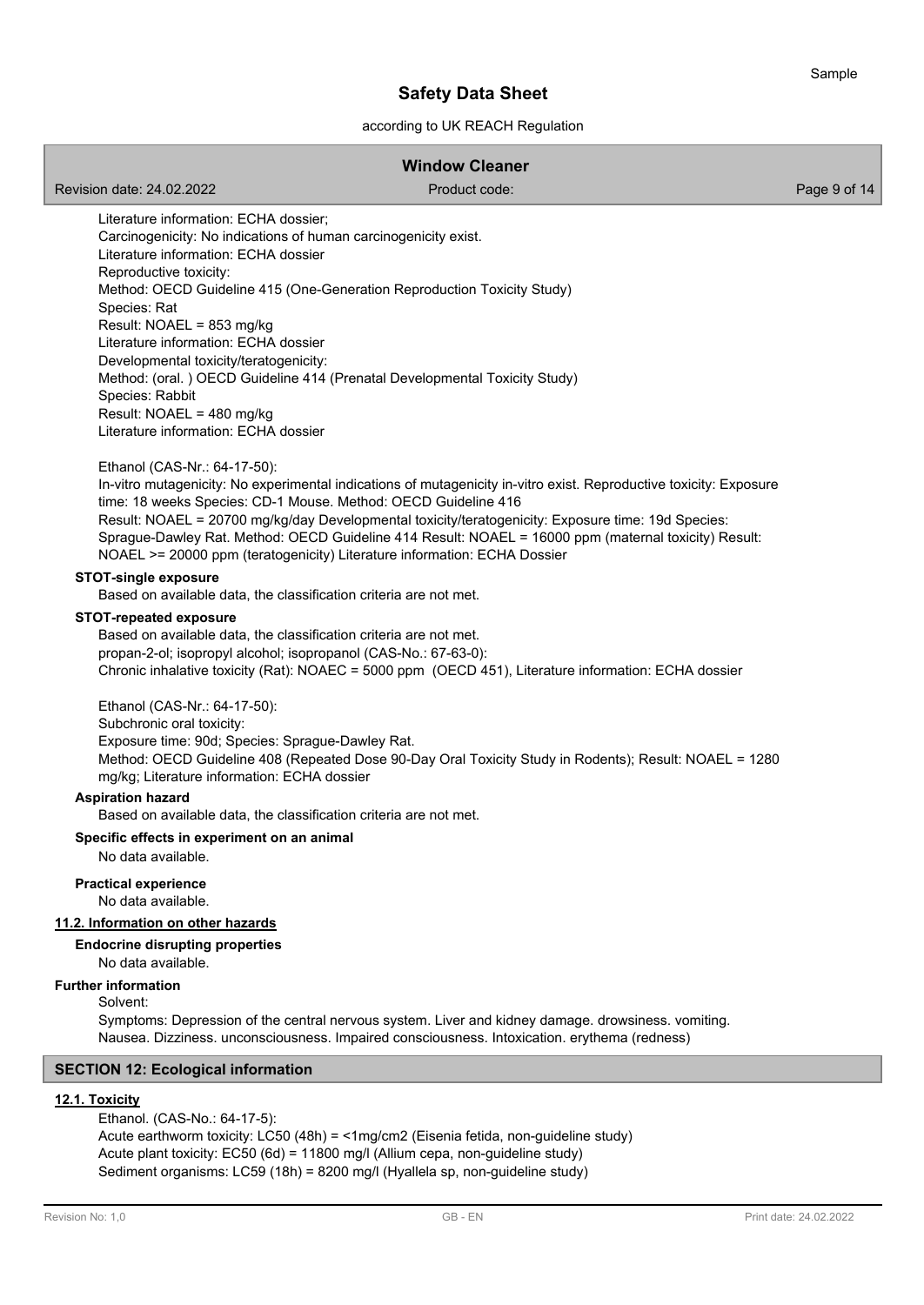Literature information: ECHA dossier;
Carcinogenicity: No indications of human carcinogenicity exist.
Literature information: ECHA dossier
Reproductive toxicity:
Method: OECD Guideline 415 (One-Generation Reproduction Toxicity Study)
Species: Rat
Result: NOAEL = 853 mg/kg
Literature information: ECHA dossier
Developmental toxicity/teratogenicity:
Method: (oral. ) OECD Guideline 414 (Prenatal Developmental Toxicity Study)
Species: Rabbit
Result: NOAEL = 480 mg/kg
Literature information: ECHA dossier

Ethanol (CAS-Nr.: 64-17-50):
In-vitro mutagenicity: No experimental indications of mutagenicity in-vitro exist. Reproductive toxicity: Exposure time: 18 weeks Species: CD-1 Mouse. Method: OECD Guideline 416
Result: NOAEL = 20700 mg/kg/day Developmental toxicity/teratogenicity: Exposure time: 19d Species: Sprague-Dawley Rat. Method: OECD Guideline 414 Result: NOAEL = 16000 ppm (maternal toxicity) Result: NOAEL >= 20000 ppm (teratogenicity) Literature information: ECHA Dossier

**STOT-single exposure**

Based on available data, the classification criteria are not met.

**STOT-repeated exposure**

Based on available data, the classification criteria are not met.
propan-2-ol; isopropyl alcohol; isopropanol (CAS-No.: 67-63-0):
Chronic inhalative toxicity (Rat): NOAEC = 5000 ppm (OECD 451), Literature information: ECHA dossier

Ethanol (CAS-Nr.: 64-17-50):
Subchronic oral toxicity:
Exposure time: 90d; Species: Sprague-Dawley Rat.
Method: OECD Guideline 408 (Repeated Dose 90-Day Oral Toxicity Study in Rodents); Result: NOAEL = 1280 mg/kg; Literature information: ECHA dossier

**Aspiration hazard**

Based on available data, the classification criteria are not met.

**Specific effects in experiment on an animal**

No data available.

**Practical experience**

No data available.

### 11.2. Information on other hazards

**Endocrine disrupting properties**

No data available.

**Further information**

Solvent:
Symptoms: Depression of the central nervous system. Liver and kidney damage. drowsiness. vomiting. Nausea. Dizziness. unconsciousness. Impaired consciousness. Intoxication. erythema (redness)

## SECTION 12: Ecological information

### 12.1. Toxicity

Ethanol. (CAS-No.: 64-17-5):
Acute earthworm toxicity: LC50 (48h) = <1mg/cm2 (Eisenia fetida, non-guideline study)
Acute plant toxicity: EC50 (6d) = 11800 mg/l (Allium cepa, non-guideline study)
Sediment organisms: LC59 (18h) = 8200 mg/l (Hyallela sp, non-guideline study)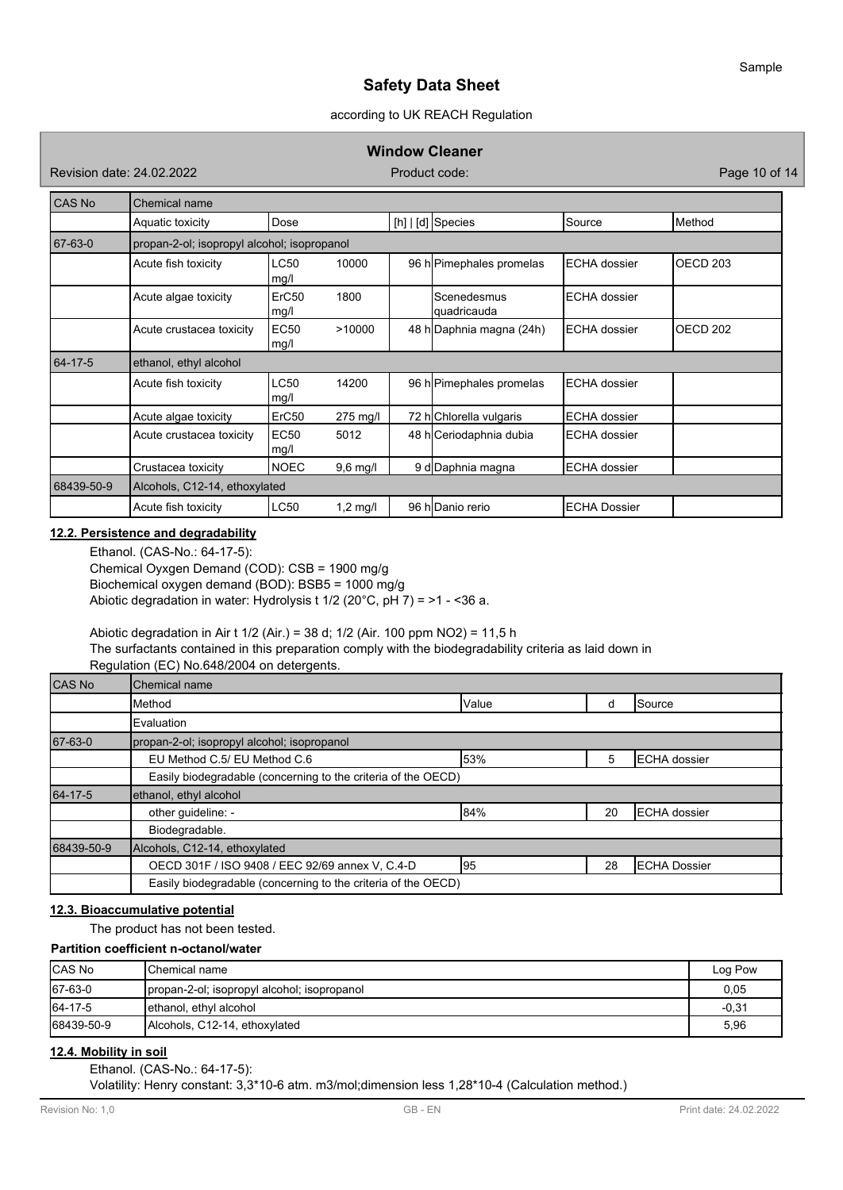| CAS No | Chemical name | | | | | |
|---|---|---|---|---|---|---|
| | Aquatic toxicity | Dose | | [h] \| [d] Species | Source | Method |
| 67-63-0 | propan-2-ol; isopropyl alcohol; isopropanol | | | | | |
| | Acute fish toxicity | LC50 mg/l | 10000 | 96 h Pimephales promelas | ECHA dossier | OECD 203 |
| | Acute algae toxicity | ErC50 mg/l | 1800 | Scenedesmus quadricauda | ECHA dossier | |
| | Acute crustacea toxicity | EC50 mg/l | >10000 | 48 h Daphnia magna (24h) | ECHA dossier | OECD 202 |
| 64-17-5 | ethanol, ethyl alcohol | | | | | |
| | Acute fish toxicity | LC50 mg/l | 14200 | 96 h Pimephales promelas | ECHA dossier | |
| | Acute algae toxicity | ErC50 | 275 mg/l | 72 h Chlorella vulgaris | ECHA dossier | |
| | Acute crustacea toxicity | EC50 mg/l | 5012 | 48 h Ceriodaphnia dubia | ECHA dossier | |
| | Crustacea toxicity | NOEC | 9,6 mg/l | 9 d Daphnia magna | ECHA dossier | |
| 68439-50-9 | Alcohols, C12-14, ethoxylated | | | | | |
| | Acute fish toxicity | LC50 | 1,2 mg/l | 96 h Danio rerio | ECHA Dossier | |

## 12.2. Persistence and degradability

Ethanol. (CAS-No.: 64-17-5):
Chemical Oyxgen Demand (COD): CSB = 1900 mg/g
Biochemical oxygen demand (BOD): BSB5 = 1000 mg/g
Abiotic degradation in water: Hydrolysis t 1/2 (20°C, pH 7) = >1 - <36 a.

Abiotic degradation in Air t 1/2 (Air.) = 38 d; 1/2 (Air. 100 ppm NO2) = 11,5 h
The surfactants contained in this preparation comply with the biodegradability criteria as laid down in Regulation (EC) No.648/2004 on detergents.

| CAS No | Chemical name | | | |
|---|---|---|---|---|
| | Method | Value | d | Source |
| | Evaluation | | | |
| 67-63-0 | propan-2-ol; isopropyl alcohol; isopropanol | | | |
| | EU Method C.5/ EU Method C.6 | 53% | 5 | ECHA dossier |
| | Easily biodegradable (concerning to the criteria of the OECD) | | | |
| 64-17-5 | ethanol, ethyl alcohol | | | |
| | other guideline: - | 84% | 20 | ECHA dossier |
| | Biodegradable. | | | |
| 68439-50-9 | Alcohols, C12-14, ethoxylated | | | |
| | OECD 301F / ISO 9408 / EEC 92/69 annex V, C.4-D | 95 | 28 | ECHA Dossier |
| | Easily biodegradable (concerning to the criteria of the OECD) | | | |

## 12.3. Bioaccumulative potential

The product has not been tested.

**Partition coefficient n-octanol/water**

| CAS No | Chemical name | Log Pow |
|---|---|---|
| 67-63-0 | propan-2-ol; isopropyl alcohol; isopropanol | 0,05 |
| 64-17-5 | ethanol, ethyl alcohol | -0,31 |
| 68439-50-9 | Alcohols, C12-14, ethoxylated | 5,96 |

## 12.4. Mobility in soil

Ethanol. (CAS-No.: 64-17-5):
Volatility: Henry constant: 3,3*10-6 atm. m3/mol;dimension less 1,28*10-4 (Calculation method.)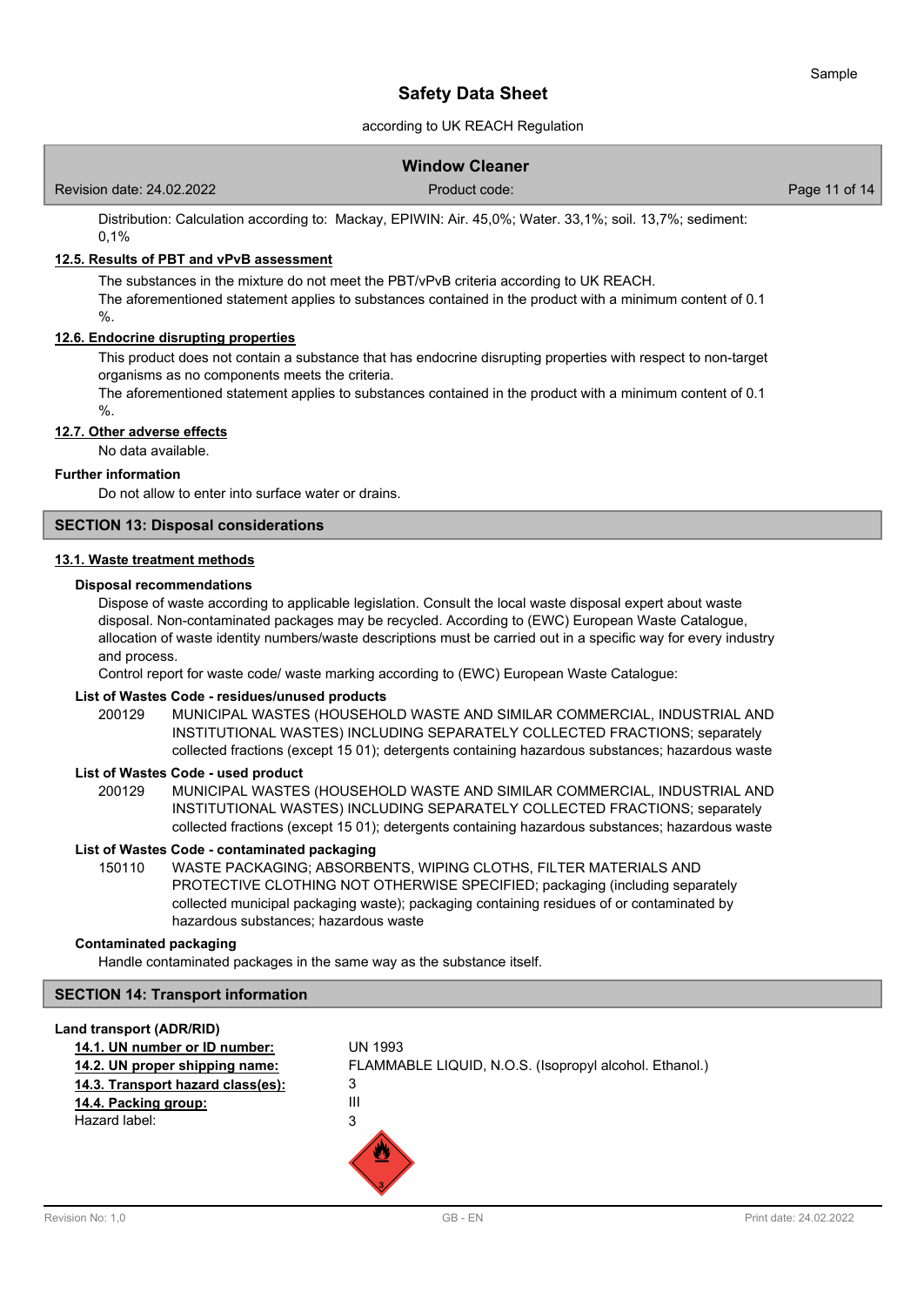Distribution: Calculation according to: Mackay, EPIWIN: Air. 45,0%; Water. 33,1%; soil. 13,7%; sediment: 0,1%

### 12.5. Results of PBT and vPvB assessment

The substances in the mixture do not meet the PBT/vPvB criteria according to UK REACH.
The aforementioned statement applies to substances contained in the product with a minimum content of 0.1 %.

### 12.6. Endocrine disrupting properties

This product does not contain a substance that has endocrine disrupting properties with respect to non-target organisms as no components meets the criteria.
The aforementioned statement applies to substances contained in the product with a minimum content of 0.1 %.

### 12.7. Other adverse effects

No data available.

**Further information**

Do not allow to enter into surface water or drains.

## SECTION 13: Disposal considerations

### 13.1. Waste treatment methods

**Disposal recommendations**

Dispose of waste according to applicable legislation. Consult the local waste disposal expert about waste disposal. Non-contaminated packages may be recycled. According to (EWC) European Waste Catalogue, allocation of waste identity numbers/waste descriptions must be carried out in a specific way for every industry and process.
Control report for waste code/ waste marking according to (EWC) European Waste Catalogue:

**List of Wastes Code - residues/unused products**

200129 MUNICIPAL WASTES (HOUSEHOLD WASTE AND SIMILAR COMMERCIAL, INDUSTRIAL AND INSTITUTIONAL WASTES) INCLUDING SEPARATELY COLLECTED FRACTIONS; separately collected fractions (except 15 01); detergents containing hazardous substances; hazardous waste

**List of Wastes Code - used product**

200129 MUNICIPAL WASTES (HOUSEHOLD WASTE AND SIMILAR COMMERCIAL, INDUSTRIAL AND INSTITUTIONAL WASTES) INCLUDING SEPARATELY COLLECTED FRACTIONS; separately collected fractions (except 15 01); detergents containing hazardous substances; hazardous waste

**List of Wastes Code - contaminated packaging**

150110 WASTE PACKAGING; ABSORBENTS, WIPING CLOTHS, FILTER MATERIALS AND PROTECTIVE CLOTHING NOT OTHERWISE SPECIFIED; packaging (including separately collected municipal packaging waste); packaging containing residues of or contaminated by hazardous substances; hazardous waste

**Contaminated packaging**

Handle contaminated packages in the same way as the substance itself.

## SECTION 14: Transport information

**Land transport (ADR/RID)**

| | |
|---|---|
| **14.1. UN number or ID number:** | UN 1993 |
| **14.2. UN proper shipping name:** | FLAMMABLE LIQUID, N.O.S. (Isopropyl alcohol. Ethanol.) |
| **14.3. Transport hazard class(es):** | 3 |
| **14.4. Packing group:** | III |
| Hazard label: | 3 |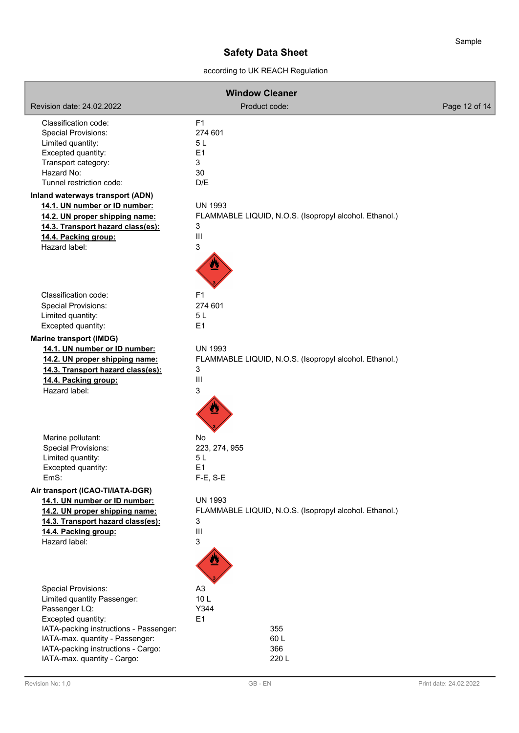| | |
|---|---|
| Classification code: | F1 |
| Special Provisions: | 274 601 |
| Limited quantity: | 5 L |
| Excepted quantity: | E1 |
| Transport category: | 3 |
| Hazard No: | 30 |
| Tunnel restriction code: | D/E |

**Inland waterways transport (ADN)**

| | |
|---|---|
| **14.1. UN number or ID number:** | UN 1993 |
| **14.2. UN proper shipping name:** | FLAMMABLE LIQUID, N.O.S. (Isopropyl alcohol. Ethanol.) |
| **14.3. Transport hazard class(es):** | 3 |
| **14.4. Packing group:** | III |
| Hazard label: | 3 |
| Classification code: | F1 |
| Special Provisions: | 274 601 |
| Limited quantity: | 5 L |
| Excepted quantity: | E1 |

**Marine transport (IMDG)**

| | |
|---|---|
| **14.1. UN number or ID number:** | UN 1993 |
| **14.2. UN proper shipping name:** | FLAMMABLE LIQUID, N.O.S. (Isopropyl alcohol. Ethanol.) |
| **14.3. Transport hazard class(es):** | 3 |
| **14.4. Packing group:** | III |
| Hazard label: | 3 |
| Marine pollutant: | No |
| Special Provisions: | 223, 274, 955 |
| Limited quantity: | 5 L |
| Excepted quantity: | E1 |
| EmS: | F-E, S-E |

**Air transport (ICAO-TI/IATA-DGR)**

| | |
|---|---|
| **14.1. UN number or ID number:** | UN 1993 |
| **14.2. UN proper shipping name:** | FLAMMABLE LIQUID, N.O.S. (Isopropyl alcohol. Ethanol.) |
| **14.3. Transport hazard class(es):** | 3 |
| **14.4. Packing group:** | III |
| Hazard label: | 3 |
| Special Provisions: | A3 |
| Limited quantity Passenger: | 10 L |
| Passenger LQ: | Y344 |
| Excepted quantity: | E1 |
| IATA-packing instructions - Passenger: | 355 |
| IATA-max. quantity - Passenger: | 60 L |
| IATA-packing instructions - Cargo: | 366 |
| IATA-max. quantity - Cargo: | 220 L |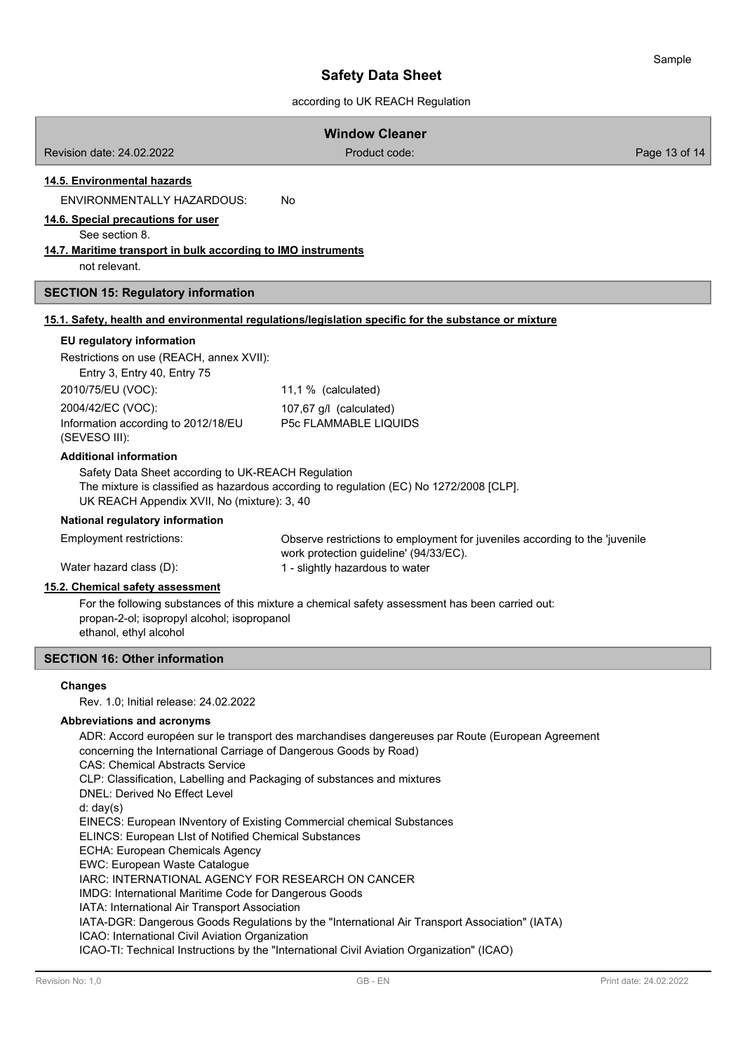#### 14.5. Environmental hazards

ENVIRONMENTALLY HAZARDOUS: No

#### 14.6. Special precautions for user

See section 8.

#### 14.7. Maritime transport in bulk according to IMO instruments

not relevant.

## SECTION 15: Regulatory information

#### 15.1. Safety, health and environmental regulations/legislation specific for the substance or mixture

**EU regulatory information**

Restrictions on use (REACH, annex XVII):
Entry 3, Entry 40, Entry 75

| | |
|---|---|
| 2010/75/EU (VOC): | 11,1 % (calculated) |
| 2004/42/EC (VOC): | 107,67 g/l (calculated) |
| Information according to 2012/18/EU (SEVESO III): | P5c FLAMMABLE LIQUIDS |

**Additional information**

Safety Data Sheet according to UK-REACH Regulation
The mixture is classified as hazardous according to regulation (EC) No 1272/2008 [CLP].
UK REACH Appendix XVII, No (mixture): 3, 40

**National regulatory information**

| | |
|---|---|
| Employment restrictions: | Observe restrictions to employment for juveniles according to the 'juvenile work protection guideline' (94/33/EC). |
| Water hazard class (D): | 1 - slightly hazardous to water |

#### 15.2. Chemical safety assessment

For the following substances of this mixture a chemical safety assessment has been carried out:
propan-2-ol; isopropyl alcohol; isopropanol
ethanol, ethyl alcohol

## SECTION 16: Other information

**Changes**

Rev. 1.0; Initial release: 24.02.2022

**Abbreviations and acronyms**

ADR: Accord européen sur le transport des marchandises dangereuses par Route (European Agreement concerning the International Carriage of Dangerous Goods by Road)
CAS: Chemical Abstracts Service
CLP: Classification, Labelling and Packaging of substances and mixtures
DNEL: Derived No Effect Level
d: day(s)
EINECS: European INventory of Existing Commercial chemical Substances
ELINCS: European LIst of Notified Chemical Substances
ECHA: European Chemicals Agency
EWC: European Waste Catalogue
IARC: INTERNATIONAL AGENCY FOR RESEARCH ON CANCER
IMDG: International Maritime Code for Dangerous Goods
IATA: International Air Transport Association
IATA-DGR: Dangerous Goods Regulations by the "International Air Transport Association" (IATA)
ICAO: International Civil Aviation Organization
ICAO-TI: Technical Instructions by the "International Civil Aviation Organization" (ICAO)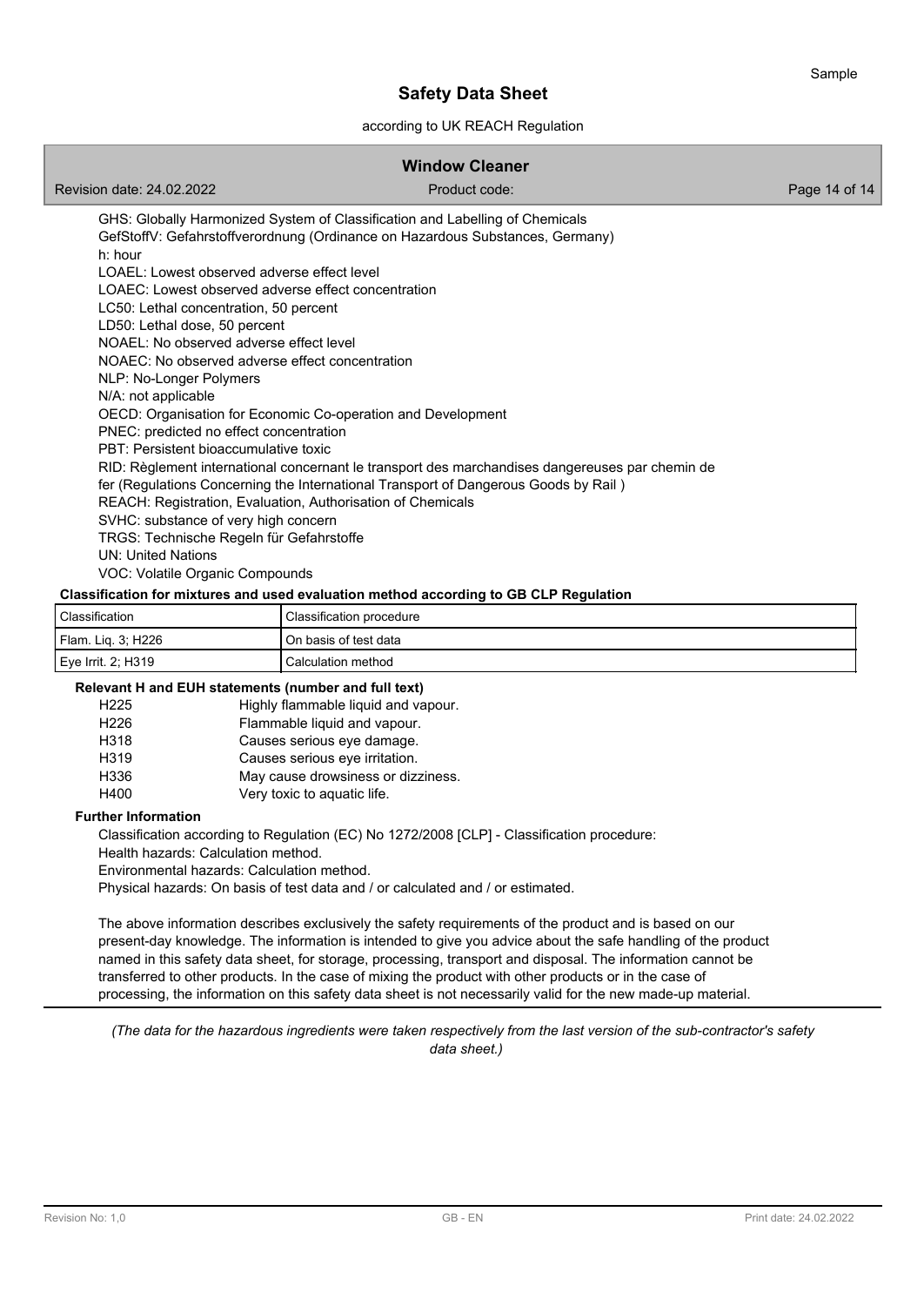GHS: Globally Harmonized System of Classification and Labelling of Chemicals
GefStoffV: Gefahrstoffverordnung (Ordinance on Hazardous Substances, Germany)
h: hour
LOAEL: Lowest observed adverse effect level
LOAEC: Lowest observed adverse effect concentration
LC50: Lethal concentration, 50 percent
LD50: Lethal dose, 50 percent
NOAEL: No observed adverse effect level
NOAEC: No observed adverse effect concentration
NLP: No-Longer Polymers
N/A: not applicable
OECD: Organisation for Economic Co-operation and Development
PNEC: predicted no effect concentration
PBT: Persistent bioaccumulative toxic
RID: Règlement international concernant le transport des marchandises dangereuses par chemin de fer (Regulations Concerning the International Transport of Dangerous Goods by Rail )
REACH: Registration, Evaluation, Authorisation of Chemicals
SVHC: substance of very high concern
TRGS: Technische Regeln für Gefahrstoffe
UN: United Nations
VOC: Volatile Organic Compounds

**Classification for mixtures and used evaluation method according to GB CLP Regulation**

| Classification | Classification procedure |
|---|---|
| Flam. Liq. 3; H226 | On basis of test data |
| Eye Irrit. 2; H319 | Calculation method |

**Relevant H and EUH statements (number and full text)**

| | |
|---|---|
| H225 | Highly flammable liquid and vapour. |
| H226 | Flammable liquid and vapour. |
| H318 | Causes serious eye damage. |
| H319 | Causes serious eye irritation. |
| H336 | May cause drowsiness or dizziness. |
| H400 | Very toxic to aquatic life. |

**Further Information**

Classification according to Regulation (EC) No 1272/2008 [CLP] - Classification procedure:
Health hazards: Calculation method.
Environmental hazards: Calculation method.
Physical hazards: On basis of test data and / or calculated and / or estimated.

The above information describes exclusively the safety requirements of the product and is based on our present-day knowledge. The information is intended to give you advice about the safe handling of the product named in this safety data sheet, for storage, processing, transport and disposal. The information cannot be transferred to other products. In the case of mixing the product with other products or in the case of processing, the information on this safety data sheet is not necessarily valid for the new made-up material.

*(The data for the hazardous ingredients were taken respectively from the last version of the sub-contractor's safety data sheet.)*